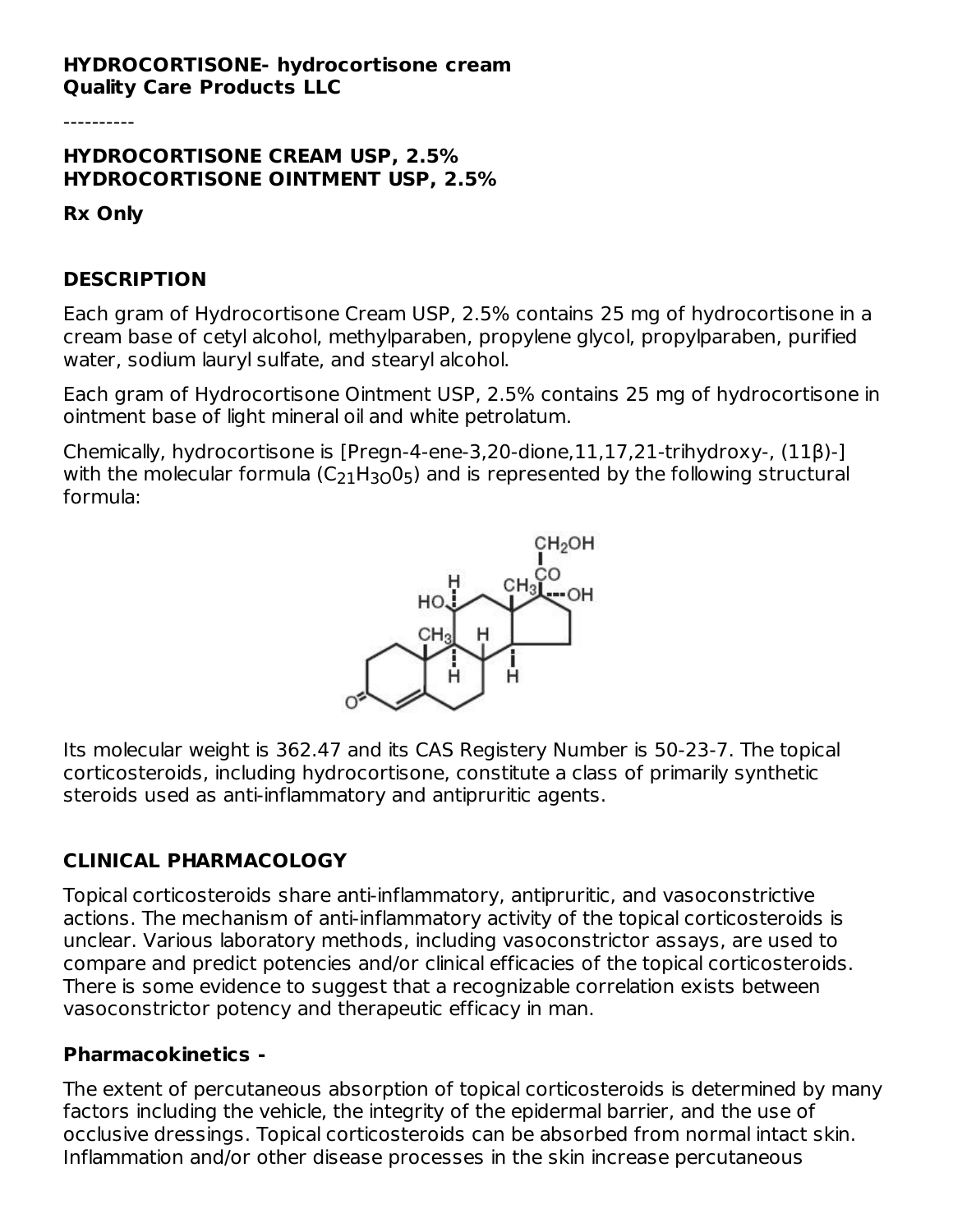**HYDROCORTISONE- hydrocortisone cream**
**Quality Care Products LLC**

----------

**HYDROCORTISONE CREAM USP, 2.5%**
**HYDROCORTISONE OINTMENT USP, 2.5%**

**Rx Only**

## DESCRIPTION

Each gram of Hydrocortisone Cream USP, 2.5% contains 25 mg of hydrocortisone in a cream base of cetyl alcohol, methylparaben, propylene glycol, propylparaben, purified water, sodium lauryl sulfate, and stearyl alcohol.

Each gram of Hydrocortisone Ointment USP, 2.5% contains 25 mg of hydrocortisone in ointment base of light mineral oil and white petrolatum.

Chemically, hydrocortisone is [Pregn-4-ene-3,20-dione,11,17,21-trihydroxy-, (11β)-] with the molecular formula ($C_{21}H_{3O}0_5$) and is represented by the following structural formula:

Its molecular weight is 362.47 and its CAS Registery Number is 50-23-7. The topical corticosteroids, including hydrocortisone, constitute a class of primarily synthetic steroids used as anti-inflammatory and antipruritic agents.

## CLINICAL PHARMACOLOGY

Topical corticosteroids share anti-inflammatory, antipruritic, and vasoconstrictive actions. The mechanism of anti-inflammatory activity of the topical corticosteroids is unclear. Various laboratory methods, including vasoconstrictor assays, are used to compare and predict potencies and/or clinical efficacies of the topical corticosteroids. There is some evidence to suggest that a recognizable correlation exists between vasoconstrictor potency and therapeutic efficacy in man.

### Pharmacokinetics -

The extent of percutaneous absorption of topical corticosteroids is determined by many factors including the vehicle, the integrity of the epidermal barrier, and the use of occlusive dressings. Topical corticosteroids can be absorbed from normal intact skin. Inflammation and/or other disease processes in the skin increase percutaneous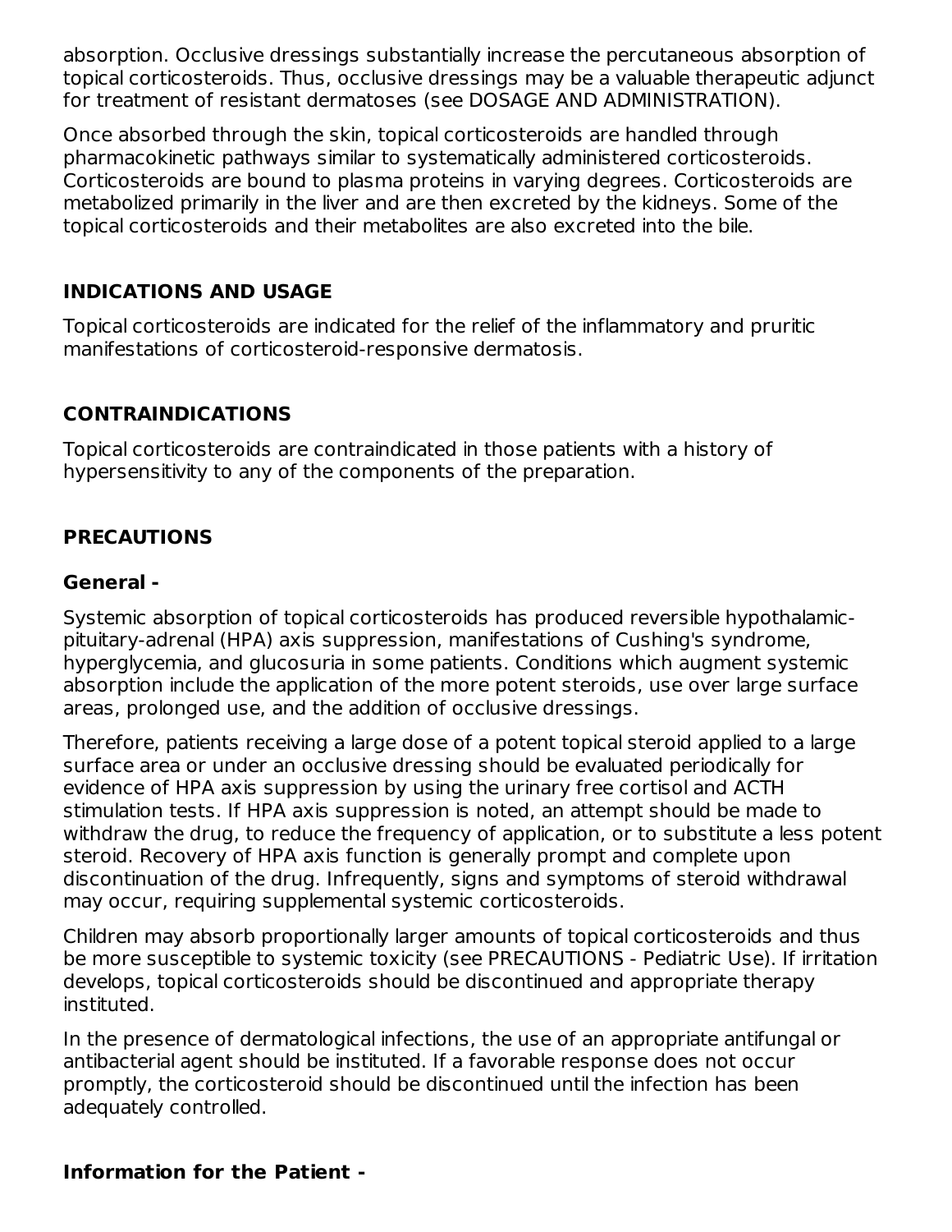absorption. Occlusive dressings substantially increase the percutaneous absorption of topical corticosteroids. Thus, occlusive dressings may be a valuable therapeutic adjunct for treatment of resistant dermatoses (see DOSAGE AND ADMINISTRATION).

Once absorbed through the skin, topical corticosteroids are handled through pharmacokinetic pathways similar to systematically administered corticosteroids. Corticosteroids are bound to plasma proteins in varying degrees. Corticosteroids are metabolized primarily in the liver and are then excreted by the kidneys. Some of the topical corticosteroids and their metabolites are also excreted into the bile.

## INDICATIONS AND USAGE

Topical corticosteroids are indicated for the relief of the inflammatory and pruritic manifestations of corticosteroid-responsive dermatosis.

## CONTRAINDICATIONS

Topical corticosteroids are contraindicated in those patients with a history of hypersensitivity to any of the components of the preparation.

## PRECAUTIONS

### General -

Systemic absorption of topical corticosteroids has produced reversible hypothalamic-pituitary-adrenal (HPA) axis suppression, manifestations of Cushing's syndrome, hyperglycemia, and glucosuria in some patients. Conditions which augment systemic absorption include the application of the more potent steroids, use over large surface areas, prolonged use, and the addition of occlusive dressings.

Therefore, patients receiving a large dose of a potent topical steroid applied to a large surface area or under an occlusive dressing should be evaluated periodically for evidence of HPA axis suppression by using the urinary free cortisol and ACTH stimulation tests. If HPA axis suppression is noted, an attempt should be made to withdraw the drug, to reduce the frequency of application, or to substitute a less potent steroid. Recovery of HPA axis function is generally prompt and complete upon discontinuation of the drug. Infrequently, signs and symptoms of steroid withdrawal may occur, requiring supplemental systemic corticosteroids.

Children may absorb proportionally larger amounts of topical corticosteroids and thus be more susceptible to systemic toxicity (see PRECAUTIONS - Pediatric Use). If irritation develops, topical corticosteroids should be discontinued and appropriate therapy instituted.

In the presence of dermatological infections, the use of an appropriate antifungal or antibacterial agent should be instituted. If a favorable response does not occur promptly, the corticosteroid should be discontinued until the infection has been adequately controlled.

### Information for the Patient -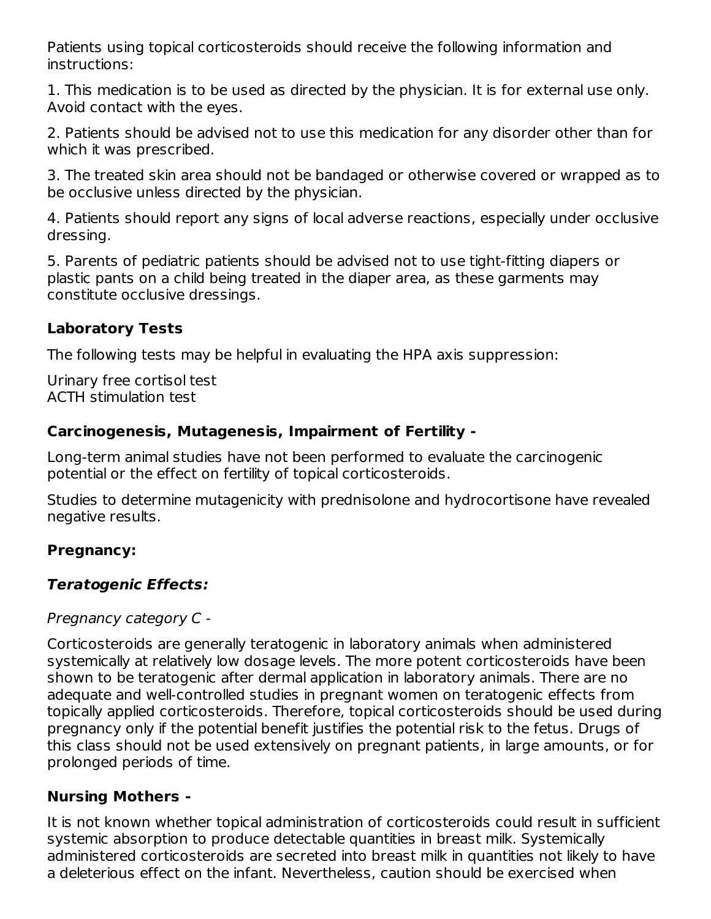Patients using topical corticosteroids should receive the following information and instructions:

1. This medication is to be used as directed by the physician. It is for external use only. Avoid contact with the eyes.

2. Patients should be advised not to use this medication for any disorder other than for which it was prescribed.

3. The treated skin area should not be bandaged or otherwise covered or wrapped as to be occlusive unless directed by the physician.

4. Patients should report any signs of local adverse reactions, especially under occlusive dressing.

5. Parents of pediatric patients should be advised not to use tight-fitting diapers or plastic pants on a child being treated in the diaper area, as these garments may constitute occlusive dressings.

**Laboratory Tests**

The following tests may be helpful in evaluating the HPA axis suppression:

Urinary free cortisol test
ACTH stimulation test

**Carcinogenesis, Mutagenesis, Impairment of Fertility -**

Long-term animal studies have not been performed to evaluate the carcinogenic potential or the effect on fertility of topical corticosteroids.

Studies to determine mutagenicity with prednisolone and hydrocortisone have revealed negative results.

**Pregnancy:**

***Teratogenic Effects:***

*Pregnancy category C -*

Corticosteroids are generally teratogenic in laboratory animals when administered systemically at relatively low dosage levels. The more potent corticosteroids have been shown to be teratogenic after dermal application in laboratory animals. There are no adequate and well-controlled studies in pregnant women on teratogenic effects from topically applied corticosteroids. Therefore, topical corticosteroids should be used during pregnancy only if the potential benefit justifies the potential risk to the fetus. Drugs of this class should not be used extensively on pregnant patients, in large amounts, or for prolonged periods of time.

**Nursing Mothers -**

It is not known whether topical administration of corticosteroids could result in sufficient systemic absorption to produce detectable quantities in breast milk. Systemically administered corticosteroids are secreted into breast milk in quantities not likely to have a deleterious effect on the infant. Nevertheless, caution should be exercised when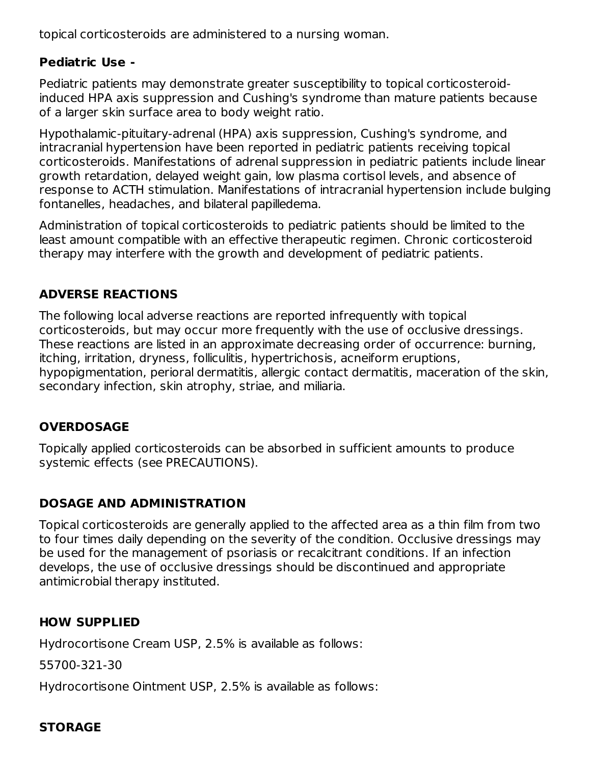topical corticosteroids are administered to a nursing woman.

**Pediatric Use -**

Pediatric patients may demonstrate greater susceptibility to topical corticosteroid-induced HPA axis suppression and Cushing's syndrome than mature patients because of a larger skin surface area to body weight ratio.

Hypothalamic-pituitary-adrenal (HPA) axis suppression, Cushing's syndrome, and intracranial hypertension have been reported in pediatric patients receiving topical corticosteroids. Manifestations of adrenal suppression in pediatric patients include linear growth retardation, delayed weight gain, low plasma cortisol levels, and absence of response to ACTH stimulation. Manifestations of intracranial hypertension include bulging fontanelles, headaches, and bilateral papilledema.

Administration of topical corticosteroids to pediatric patients should be limited to the least amount compatible with an effective therapeutic regimen. Chronic corticosteroid therapy may interfere with the growth and development of pediatric patients.

## ADVERSE REACTIONS

The following local adverse reactions are reported infrequently with topical corticosteroids, but may occur more frequently with the use of occlusive dressings. These reactions are listed in an approximate decreasing order of occurrence: burning, itching, irritation, dryness, folliculitis, hypertrichosis, acneiform eruptions, hypopigmentation, perioral dermatitis, allergic contact dermatitis, maceration of the skin, secondary infection, skin atrophy, striae, and miliaria.

## OVERDOSAGE

Topically applied corticosteroids can be absorbed in sufficient amounts to produce systemic effects (see PRECAUTIONS).

## DOSAGE AND ADMINISTRATION

Topical corticosteroids are generally applied to the affected area as a thin film from two to four times daily depending on the severity of the condition. Occlusive dressings may be used for the management of psoriasis or recalcitrant conditions. If an infection develops, the use of occlusive dressings should be discontinued and appropriate antimicrobial therapy instituted.

## HOW SUPPLIED

Hydrocortisone Cream USP, 2.5% is available as follows:

55700-321-30

Hydrocortisone Ointment USP, 2.5% is available as follows:

## STORAGE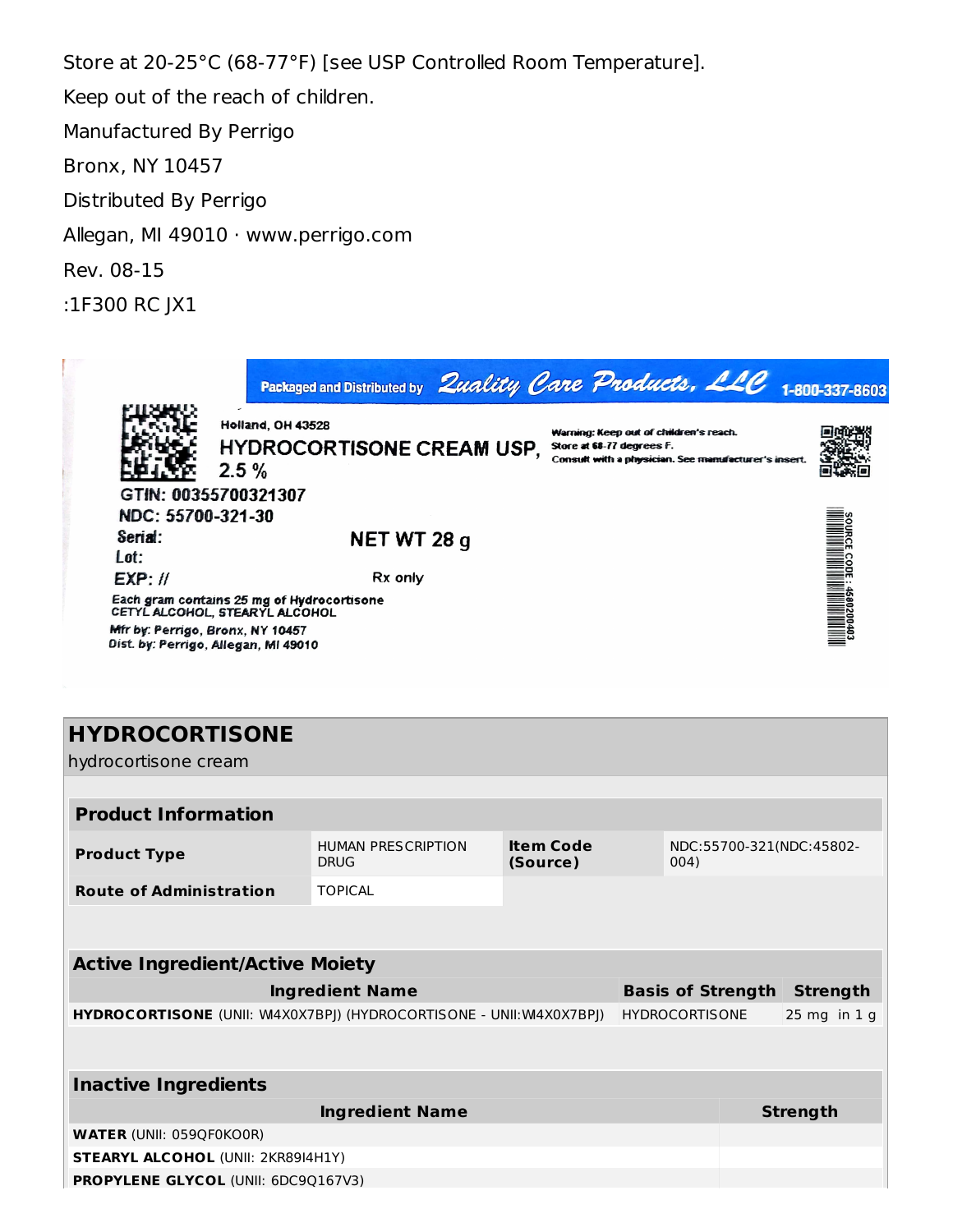Store at 20-25°C (68-77°F) [see USP Controlled Room Temperature].

Keep out of the reach of children.

Manufactured By Perrigo

Bronx, NY 10457

Distributed By Perrigo

Allegan, MI 49010 · www.perrigo.com

Rev. 08-15

:1F300 RC JX1

Packaged and Distributed by Quality Care Products, LLC 1-800-337-8603

Holland, OH 43528

HYDROCORTISONE CREAM USP, 2.5 %

Warning: Keep out of children's reach.
Store at 68-77 degrees F.
Consult with a physician. See manufacturer's insert.

GTIN: 00355700321307

NDC: 55700-321-30

Serial:

Lot:

EXP: //

NET WT 28 g

Rx only

Each gram contains 25 mg of Hydrocortisone
CETYL ALCOHOL, STEARYL ALCOHOL

Mfr by: Perrigo, Bronx, NY 10457

Dist. by: Perrigo, Allegan, MI 49010

SOURCE CODE: 4580200403

## HYDROCORTISONE

hydrocortisone cream

| Product Information | | | |
|---|---|---|---|
| **Product Type** | HUMAN PRESCRIPTION DRUG | **Item Code (Source)** | NDC:55700-321(NDC:45802-004) |
| **Route of Administration** | TOPICAL | | |

| Active Ingredient/Active Moiety | | |
|---|---|---|
| **Ingredient Name** | **Basis of Strength** | **Strength** |
| **HYDROCORTISONE** (UNII: W4X0X7BPJ) (HYDROCORTISONE - UNII:W4X0X7BPJ) | HYDROCORTISONE | 25 mg in 1 g |

| Inactive Ingredients | |
|---|---|
| **Ingredient Name** | **Strength** |
| **WATER** (UNII: 059QF0KO0R) | |
| **STEARYL ALCOHOL** (UNII: 2KR89I4H1Y) | |
| **PROPYLENE GLYCOL** (UNII: 6DC9Q167V3) | |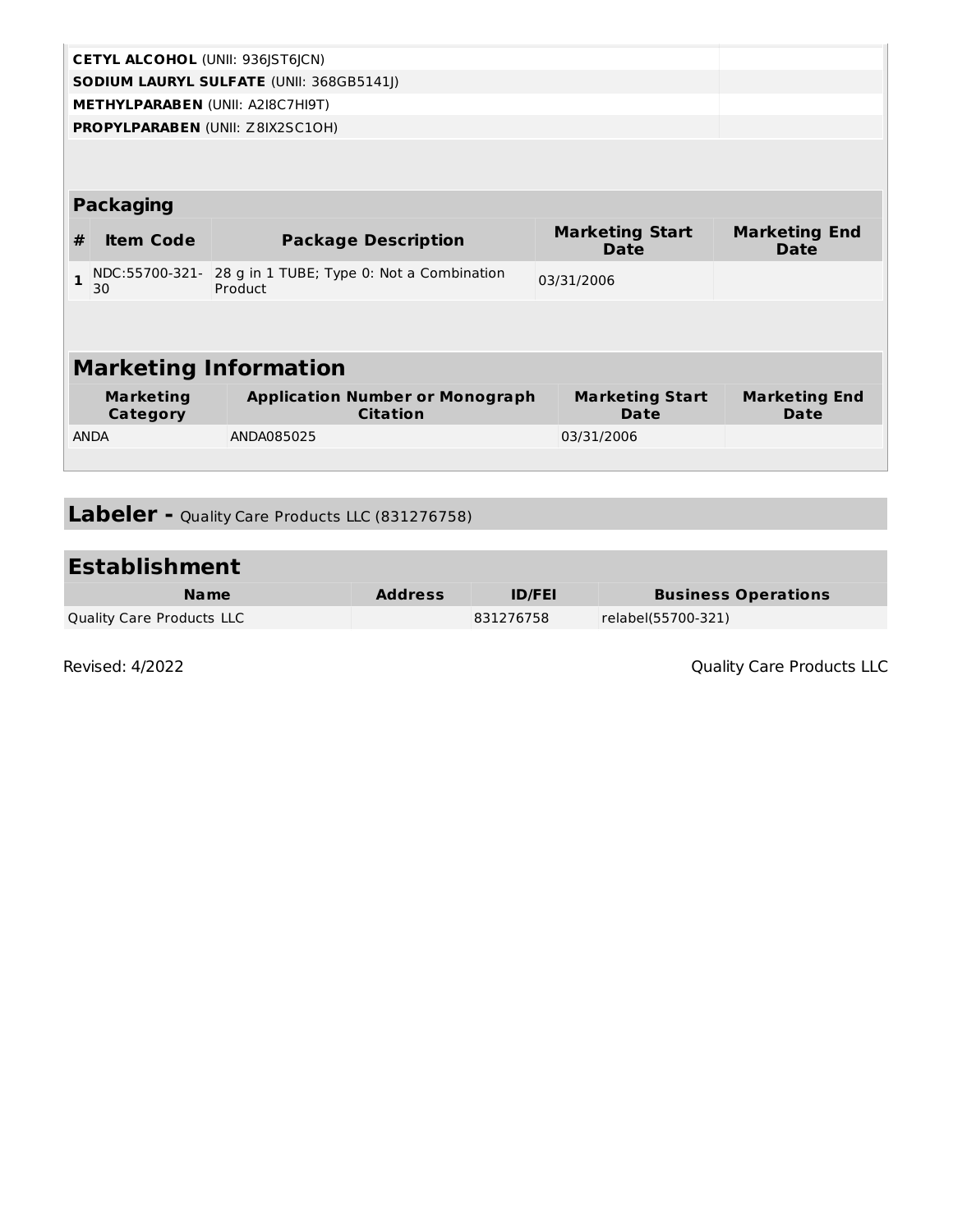| | |
|---|---|
| **CETYL ALCOHOL** (UNII: 936JST6JCN) | |
| **SODIUM LAURYL SULFATE** (UNII: 368GB5141J) | |
| **METHYLPARABEN** (UNII: A2I8C7HI9T) | |
| **PROPYLPARABEN** (UNII: Z8IX2SC1OH) | |

## Packaging

| # | Item Code | Package Description | Marketing Start Date | Marketing End Date |
|---|---|---|---|---|
| 1 | NDC:55700-321-30 | 28 g in 1 TUBE; Type 0: Not a Combination Product | 03/31/2006 | |

## Marketing Information

| Marketing Category | Application Number or Monograph Citation | Marketing Start Date | Marketing End Date |
|---|---|---|---|
| ANDA | ANDA085025 | 03/31/2006 | |

## Labeler - Quality Care Products LLC (831276758)

## Establishment

| Name | Address | ID/FEI | Business Operations |
|---|---|---|---|
| Quality Care Products LLC | | 831276758 | relabel(55700-321) |

Revised: 4/2022

Quality Care Products LLC